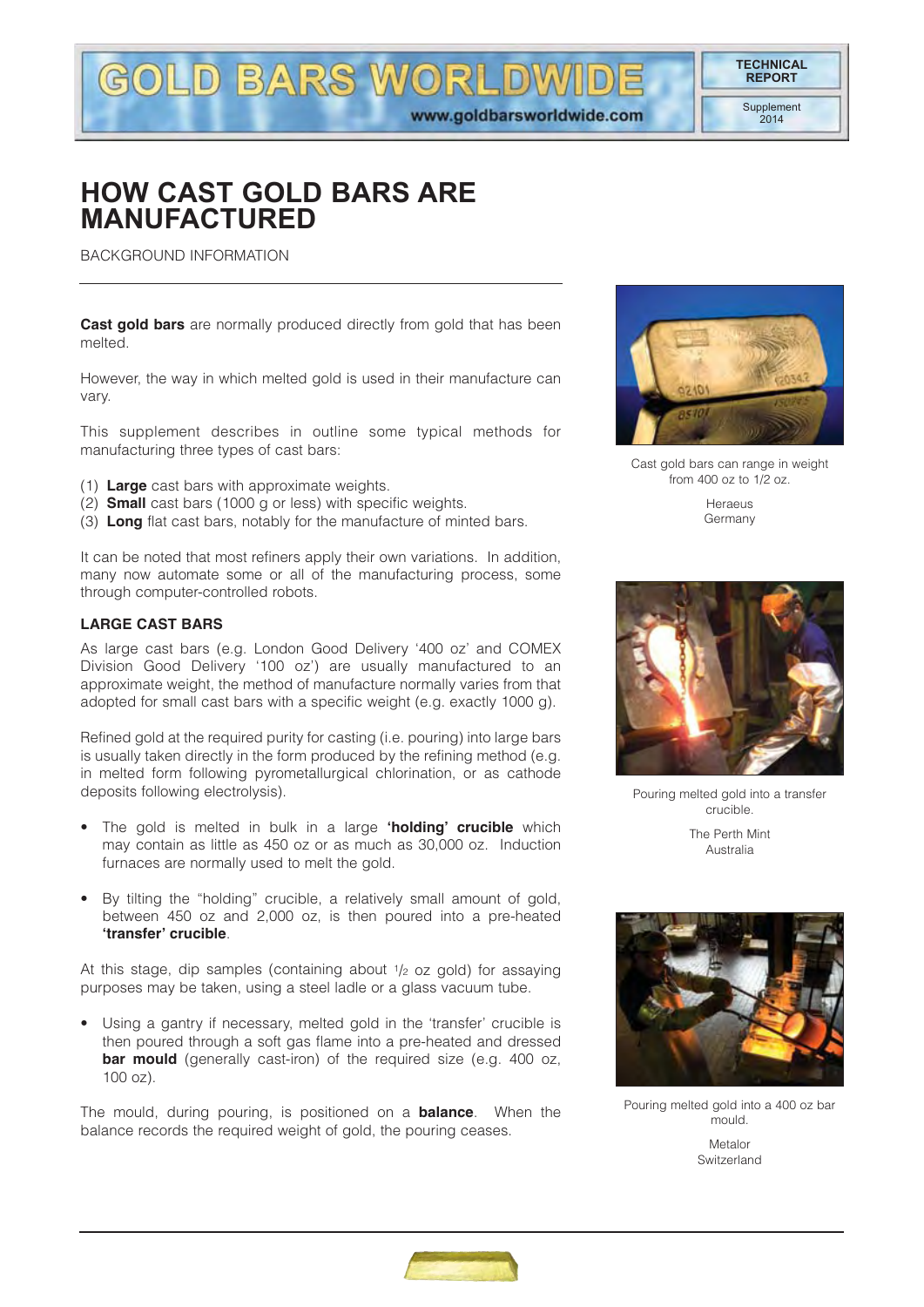# HOW CAST GOLD BARS ARE MANUFACTURED

BACKGROUND INFORMATION

**Cast gold bars** are normally produced directly from gold that has been melted.

However, the way in which melted gold is used in their manufacture can vary.

This supplement describes in outline some typical methods for manufacturing three types of cast bars:

(1) **Large** cast bars with approximate weights.
(2) **Small** cast bars (1000 g or less) with specific weights.
(3) **Long** flat cast bars, notably for the manufacture of minted bars.

It can be noted that most refiners apply their own variations. In addition, many now automate some or all of the manufacturing process, some through computer-controlled robots.

### LARGE CAST BARS

As large cast bars (e.g. London Good Delivery '400 oz' and COMEX Division Good Delivery '100 oz') are usually manufactured to an approximate weight, the method of manufacture normally varies from that adopted for small cast bars with a specific weight (e.g. exactly 1000 g).

Refined gold at the required purity for casting (i.e. pouring) into large bars is usually taken directly in the form produced by the refining method (e.g. in melted form following pyrometallurgical chlorination, or as cathode deposits following electrolysis).

- The gold is melted in bulk in a large **'holding' crucible** which may contain as little as 450 oz or as much as 30,000 oz. Induction furnaces are normally used to melt the gold.

- By tilting the "holding" crucible, a relatively small amount of gold, between 450 oz and 2,000 oz, is then poured into a pre-heated **'transfer' crucible**.

At this stage, dip samples (containing about 1/2 oz gold) for assaying purposes may be taken, using a steel ladle or a glass vacuum tube.

- Using a gantry if necessary, melted gold in the 'transfer' crucible is then poured through a soft gas flame into a pre-heated and dressed **bar mould** (generally cast-iron) of the required size (e.g. 400 oz, 100 oz).

The mould, during pouring, is positioned on a **balance**. When the balance records the required weight of gold, the pouring ceases.

Cast gold bars can range in weight from 400 oz to 1/2 oz.

Heraeus
Germany

Pouring melted gold into a transfer crucible.

The Perth Mint
Australia

Pouring melted gold into a 400 oz bar mould.

Metalor
Switzerland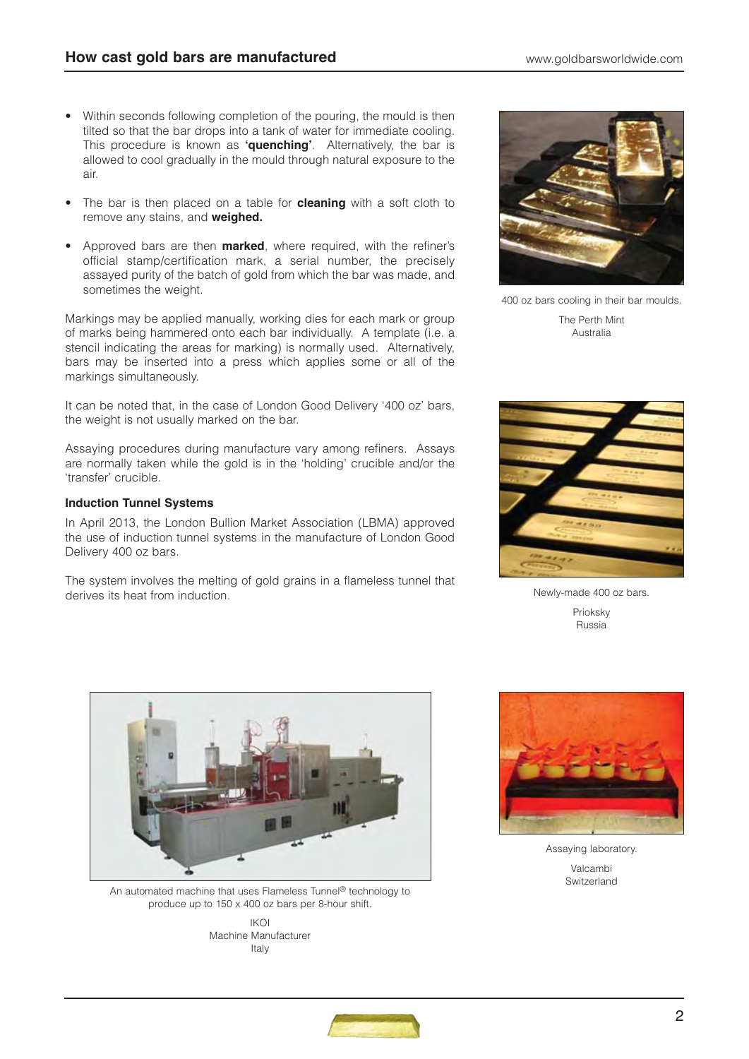- Within seconds following completion of the pouring, the mould is then tilted so that the bar drops into a tank of water for immediate cooling. This procedure is known as **'quenching'**. Alternatively, the bar is allowed to cool gradually in the mould through natural exposure to the air.

- The bar is then placed on a table for **cleaning** with a soft cloth to remove any stains, and **weighed.**

- Approved bars are then **marked**, where required, with the refiner's official stamp/certification mark, a serial number, the precisely assayed purity of the batch of gold from which the bar was made, and sometimes the weight.

Markings may be applied manually, working dies for each mark or group of marks being hammered onto each bar individually. A template (i.e. a stencil indicating the areas for marking) is normally used. Alternatively, bars may be inserted into a press which applies some or all of the markings simultaneously.

It can be noted that, in the case of London Good Delivery '400 oz' bars, the weight is not usually marked on the bar.

Assaying procedures during manufacture vary among refiners. Assays are normally taken while the gold is in the 'holding' crucible and/or the 'transfer' crucible.

### Induction Tunnel Systems

In April 2013, the London Bullion Market Association (LBMA) approved the use of induction tunnel systems in the manufacture of London Good Delivery 400 oz bars.

The system involves the melting of gold grains in a flameless tunnel that derives its heat from induction.

400 oz bars cooling in their bar moulds.

The Perth Mint
Australia

Newly-made 400 oz bars.

Prioksky
Russia

An automated machine that uses Flameless Tunnel® technology to produce up to 150 x 400 oz bars per 8-hour shift.

IKOI
Machine Manufacturer
Italy

Assaying laboratory.

Valcambi
Switzerland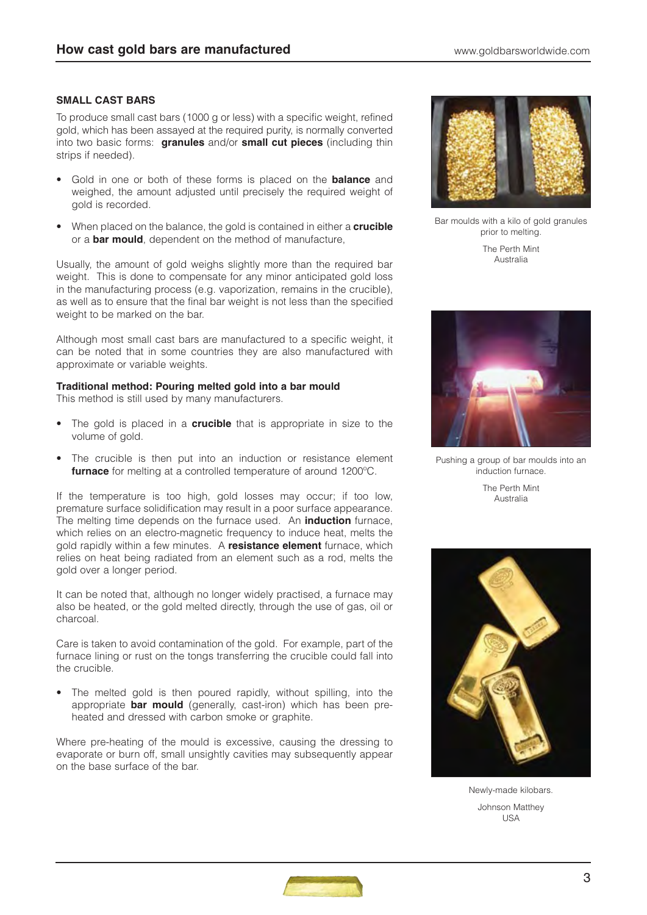## SMALL CAST BARS

To produce small cast bars (1000 g or less) with a specific weight, refined gold, which has been assayed at the required purity, is normally converted into two basic forms: **granules** and/or **small cut pieces** (including thin strips if needed).

- Gold in one or both of these forms is placed on the **balance** and weighed, the amount adjusted until precisely the required weight of gold is recorded.
- When placed on the balance, the gold is contained in either a **crucible** or a **bar mould**, dependent on the method of manufacture,

Usually, the amount of gold weighs slightly more than the required bar weight. This is done to compensate for any minor anticipated gold loss in the manufacturing process (e.g. vaporization, remains in the crucible), as well as to ensure that the final bar weight is not less than the specified weight to be marked on the bar.

Although most small cast bars are manufactured to a specific weight, it can be noted that in some countries they are also manufactured with approximate or variable weights.

**Traditional method: Pouring melted gold into a bar mould**

This method is still used by many manufacturers.

- The gold is placed in a **crucible** that is appropriate in size to the volume of gold.
- The crucible is then put into an induction or resistance element **furnace** for melting at a controlled temperature of around 1200ºC.

If the temperature is too high, gold losses may occur; if too low, premature surface solidification may result in a poor surface appearance. The melting time depends on the furnace used. An **induction** furnace, which relies on an electro-magnetic frequency to induce heat, melts the gold rapidly within a few minutes. A **resistance element** furnace, which relies on heat being radiated from an element such as a rod, melts the gold over a longer period.

It can be noted that, although no longer widely practised, a furnace may also be heated, or the gold melted directly, through the use of gas, oil or charcoal.

Care is taken to avoid contamination of the gold. For example, part of the furnace lining or rust on the tongs transferring the crucible could fall into the crucible.

- The melted gold is then poured rapidly, without spilling, into the appropriate **bar mould** (generally, cast-iron) which has been pre-heated and dressed with carbon smoke or graphite.

Where pre-heating of the mould is excessive, causing the dressing to evaporate or burn off, small unsightly cavities may subsequently appear on the base surface of the bar.

Bar moulds with a kilo of gold granules prior to melting.

The Perth Mint
Australia

Pushing a group of bar moulds into an induction furnace.

The Perth Mint
Australia

Newly-made kilobars.

Johnson Matthey
USA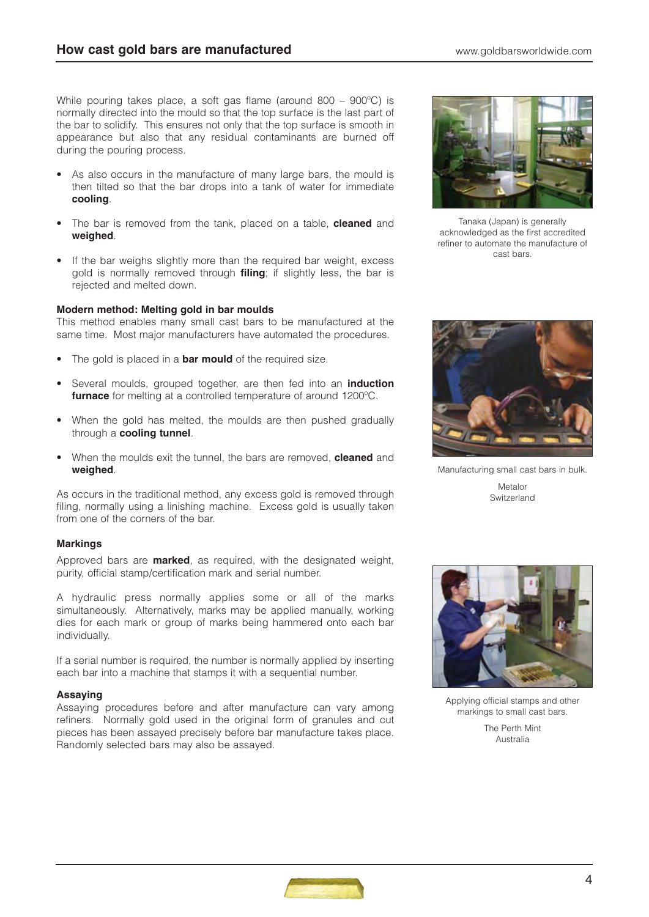While pouring takes place, a soft gas flame (around 800 – 900ºC) is normally directed into the mould so that the top surface is the last part of the bar to solidify. This ensures not only that the top surface is smooth in appearance but also that any residual contaminants are burned off during the pouring process.

- As also occurs in the manufacture of many large bars, the mould is then tilted so that the bar drops into a tank of water for immediate **cooling**.
- The bar is removed from the tank, placed on a table, **cleaned** and **weighed**.
- If the bar weighs slightly more than the required bar weight, excess gold is normally removed through **filing**; if slightly less, the bar is rejected and melted down.

Tanaka (Japan) is generally acknowledged as the first accredited refiner to automate the manufacture of cast bars.

**Modern method: Melting gold in bar moulds**

This method enables many small cast bars to be manufactured at the same time. Most major manufacturers have automated the procedures.

- The gold is placed in a **bar mould** of the required size.
- Several moulds, grouped together, are then fed into an **induction furnace** for melting at a controlled temperature of around 1200ºC.
- When the gold has melted, the moulds are then pushed gradually through a **cooling tunnel**.
- When the moulds exit the tunnel, the bars are removed, **cleaned** and **weighed**.

As occurs in the traditional method, any excess gold is removed through filing, normally using a linishing machine. Excess gold is usually taken from one of the corners of the bar.

Manufacturing small cast bars in bulk.

Metalor
Switzerland

**Markings**

Approved bars are **marked**, as required, with the designated weight, purity, official stamp/certification mark and serial number.

A hydraulic press normally applies some or all of the marks simultaneously. Alternatively, marks may be applied manually, working dies for each mark or group of marks being hammered onto each bar individually.

If a serial number is required, the number is normally applied by inserting each bar into a machine that stamps it with a sequential number.

**Assaying**

Assaying procedures before and after manufacture can vary among refiners. Normally gold used in the original form of granules and cut pieces has been assayed precisely before bar manufacture takes place. Randomly selected bars may also be assayed.

Applying official stamps and other markings to small cast bars.

The Perth Mint
Australia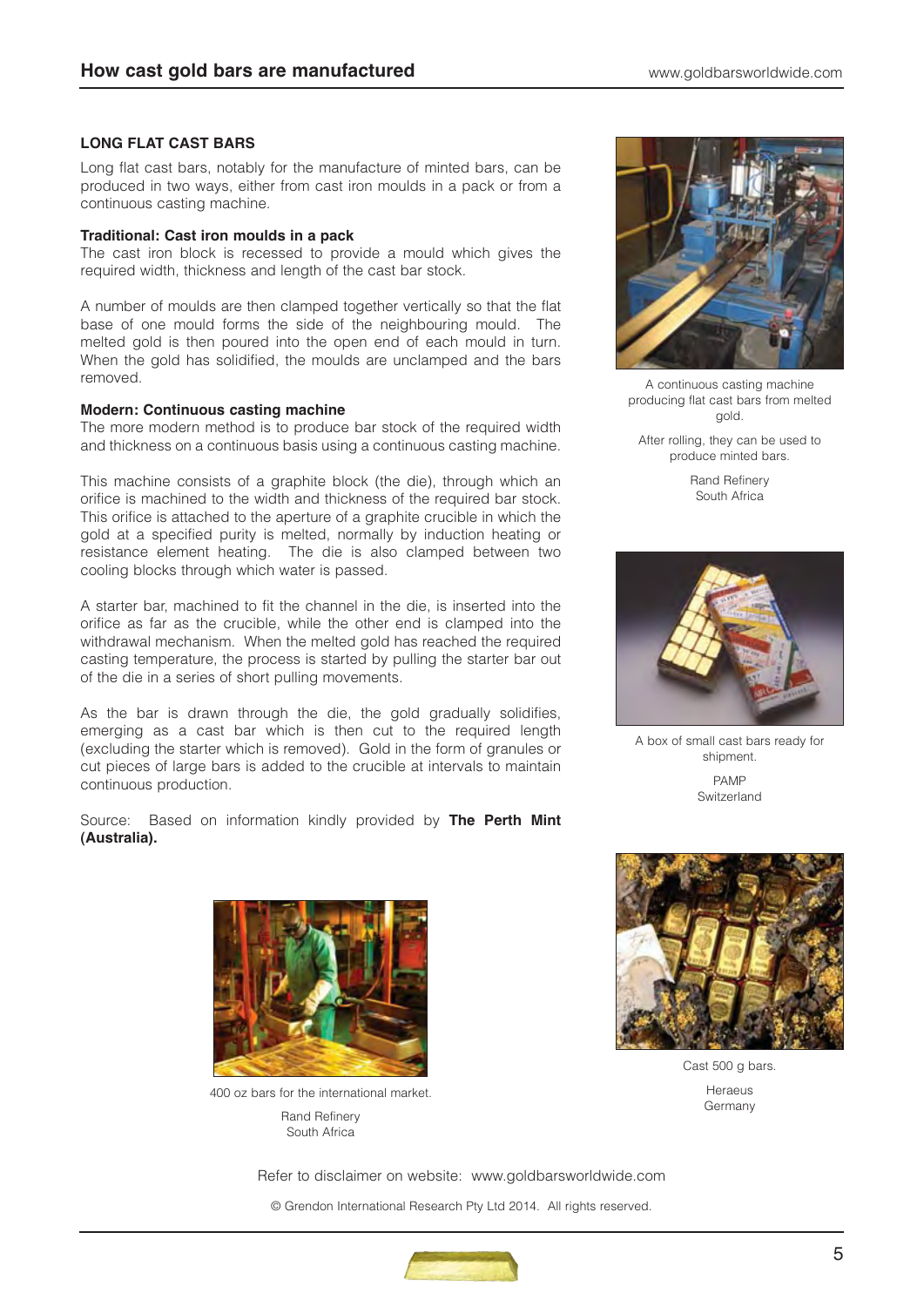## LONG FLAT CAST BARS

Long flat cast bars, notably for the manufacture of minted bars, can be produced in two ways, either from cast iron moulds in a pack or from a continuous casting machine.

**Traditional: Cast iron moulds in a pack**
The cast iron block is recessed to provide a mould which gives the required width, thickness and length of the cast bar stock.

A number of moulds are then clamped together vertically so that the flat base of one mould forms the side of the neighbouring mould. The melted gold is then poured into the open end of each mould in turn. When the gold has solidified, the moulds are unclamped and the bars removed.

**Modern: Continuous casting machine**
The more modern method is to produce bar stock of the required width and thickness on a continuous basis using a continuous casting machine.

This machine consists of a graphite block (the die), through which an orifice is machined to the width and thickness of the required bar stock. This orifice is attached to the aperture of a graphite crucible in which the gold at a specified purity is melted, normally by induction heating or resistance element heating. The die is also clamped between two cooling blocks through which water is passed.

A starter bar, machined to fit the channel in the die, is inserted into the orifice as far as the crucible, while the other end is clamped into the withdrawal mechanism. When the melted gold has reached the required casting temperature, the process is started by pulling the starter bar out of the die in a series of short pulling movements.

As the bar is drawn through the die, the gold gradually solidifies, emerging as a cast bar which is then cut to the required length (excluding the starter which is removed). Gold in the form of granules or cut pieces of large bars is added to the crucible at intervals to maintain continuous production.

Source: Based on information kindly provided by **The Perth Mint (Australia).**

A continuous casting machine producing flat cast bars from melted gold.

After rolling, they can be used to produce minted bars.

Rand Refinery
South Africa

A box of small cast bars ready for shipment.

PAMP
Switzerland

400 oz bars for the international market.

Rand Refinery
South Africa

Cast 500 g bars.

Heraeus
Germany

Refer to disclaimer on website: www.goldbarsworldwide.com

© Grendon International Research Pty Ltd 2014. All rights reserved.